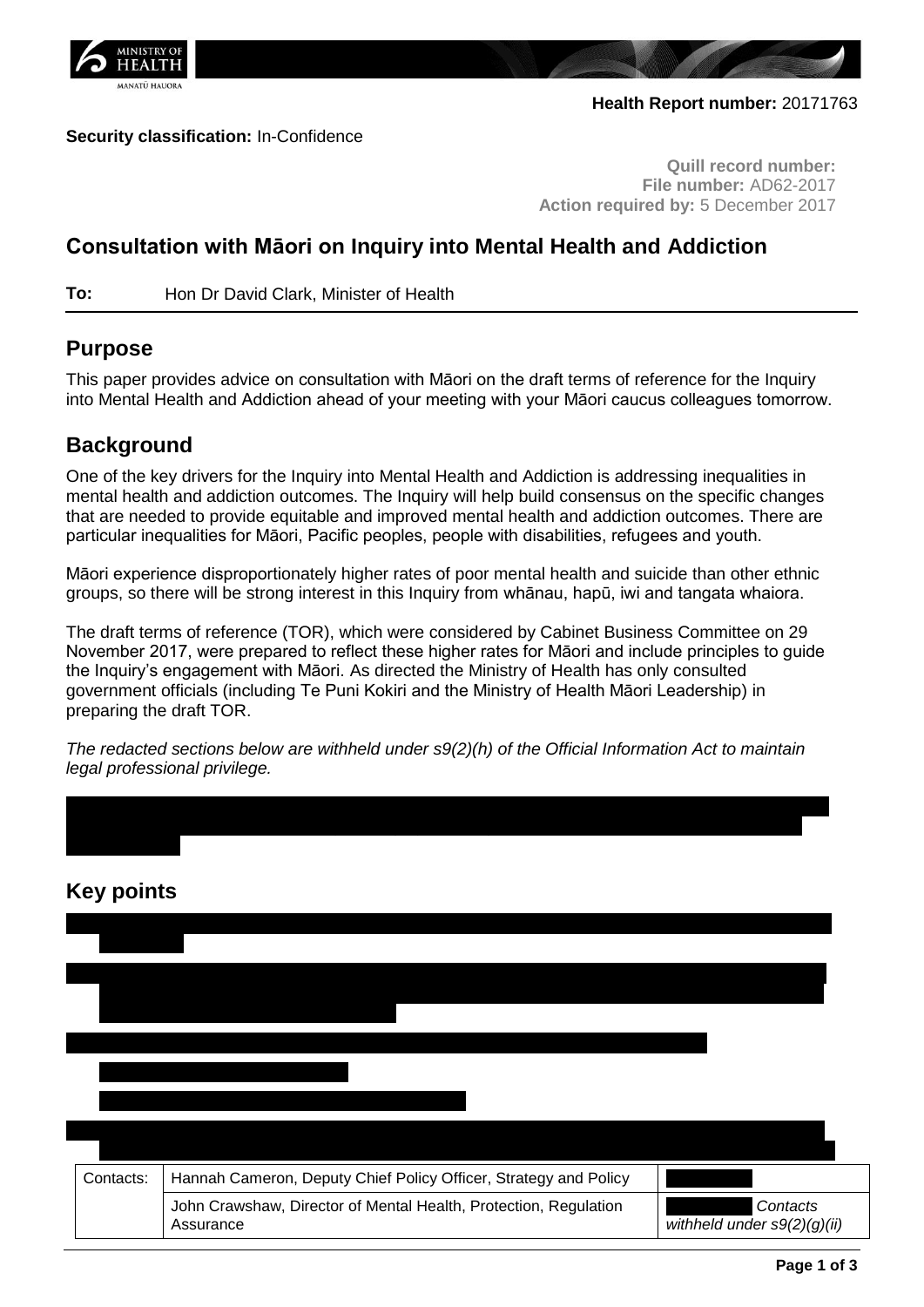**Health Report number:** 20171763

**Security classification:** In-Confidence

**Quill record number:**
**File number:** AD62-2017
**Action required by:** 5 December 2017

## Consultation with Māori on Inquiry into Mental Health and Addiction

**To:** Hon Dr David Clark, Minister of Health

## Purpose

This paper provides advice on consultation with Māori on the draft terms of reference for the Inquiry into Mental Health and Addiction ahead of your meeting with your Māori caucus colleagues tomorrow.

## Background

One of the key drivers for the Inquiry into Mental Health and Addiction is addressing inequalities in mental health and addiction outcomes. The Inquiry will help build consensus on the specific changes that are needed to provide equitable and improved mental health and addiction outcomes. There are particular inequalities for Māori, Pacific peoples, people with disabilities, refugees and youth.

Māori experience disproportionately higher rates of poor mental health and suicide than other ethnic groups, so there will be strong interest in this Inquiry from whānau, hapū, iwi and tangata whaiora.

The draft terms of reference (TOR), which were considered by Cabinet Business Committee on 29 November 2017, were prepared to reflect these higher rates for Māori and include principles to guide the Inquiry's engagement with Māori. As directed the Ministry of Health has only consulted government officials (including Te Puni Kokiri and the Ministry of Health Māori Leadership) in preparing the draft TOR.

*The redacted sections below are withheld under s9(2)(h) of the Official Information Act to maintain legal professional privilege.*

## Key points

| Contacts: | Hannah Cameron, Deputy Chief Policy Officer, Strategy and Policy | |
|---|---|---|
| | John Crawshaw, Director of Mental Health, Protection, Regulation Assurance | *Contacts withheld under s9(2)(g)(ii)* |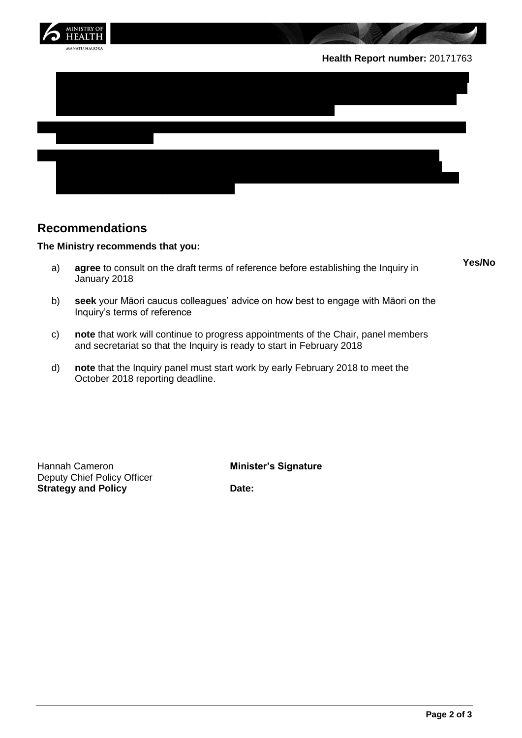**Health Report number:** 20171763

## Recommendations

**The Ministry recommends that you:**

**Yes/No**

a) **agree** to consult on the draft terms of reference before establishing the Inquiry in January 2018

b) **seek** your Māori caucus colleagues' advice on how best to engage with Māori on the Inquiry's terms of reference

c) **note** that work will continue to progress appointments of the Chair, panel members and secretariat so that the Inquiry is ready to start in February 2018

d) **note** that the Inquiry panel must start work by early February 2018 to meet the October 2018 reporting deadline.

Hannah Cameron
Deputy Chief Policy Officer
**Strategy and Policy**

**Minister's Signature**

**Date:**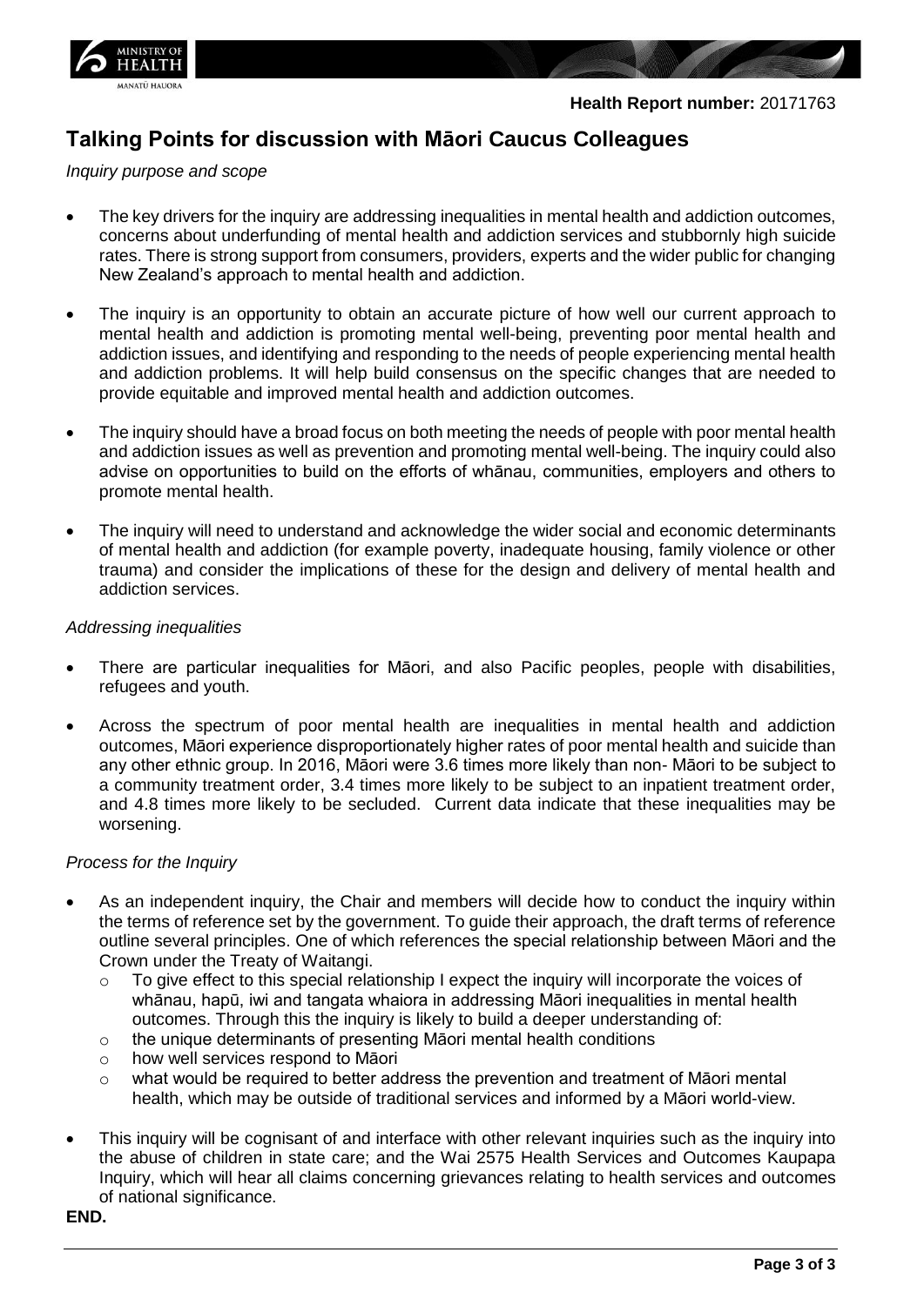**Health Report number:** 20171763

## Talking Points for discussion with Māori Caucus Colleagues

*Inquiry purpose and scope*

- The key drivers for the inquiry are addressing inequalities in mental health and addiction outcomes, concerns about underfunding of mental health and addiction services and stubbornly high suicide rates. There is strong support from consumers, providers, experts and the wider public for changing New Zealand's approach to mental health and addiction.
- The inquiry is an opportunity to obtain an accurate picture of how well our current approach to mental health and addiction is promoting mental well-being, preventing poor mental health and addiction issues, and identifying and responding to the needs of people experiencing mental health and addiction problems. It will help build consensus on the specific changes that are needed to provide equitable and improved mental health and addiction outcomes.
- The inquiry should have a broad focus on both meeting the needs of people with poor mental health and addiction issues as well as prevention and promoting mental well-being. The inquiry could also advise on opportunities to build on the efforts of whānau, communities, employers and others to promote mental health.
- The inquiry will need to understand and acknowledge the wider social and economic determinants of mental health and addiction (for example poverty, inadequate housing, family violence or other trauma) and consider the implications of these for the design and delivery of mental health and addiction services.

*Addressing inequalities*

- There are particular inequalities for Māori, and also Pacific peoples, people with disabilities, refugees and youth.
- Across the spectrum of poor mental health are inequalities in mental health and addiction outcomes, Māori experience disproportionately higher rates of poor mental health and suicide than any other ethnic group. In 2016, Māori were 3.6 times more likely than non- Māori to be subject to a community treatment order, 3.4 times more likely to be subject to an inpatient treatment order, and 4.8 times more likely to be secluded. Current data indicate that these inequalities may be worsening.

*Process for the Inquiry*

- As an independent inquiry, the Chair and members will decide how to conduct the inquiry within the terms of reference set by the government. To guide their approach, the draft terms of reference outline several principles. One of which references the special relationship between Māori and the Crown under the Treaty of Waitangi.
  - To give effect to this special relationship I expect the inquiry will incorporate the voices of whānau, hapū, iwi and tangata whaiora in addressing Māori inequalities in mental health outcomes. Through this the inquiry is likely to build a deeper understanding of:
  - the unique determinants of presenting Māori mental health conditions
  - how well services respond to Māori
  - what would be required to better address the prevention and treatment of Māori mental health, which may be outside of traditional services and informed by a Māori world-view.
- This inquiry will be cognisant of and interface with other relevant inquiries such as the inquiry into the abuse of children in state care; and the Wai 2575 Health Services and Outcomes Kaupapa Inquiry, which will hear all claims concerning grievances relating to health services and outcomes of national significance.

**END.**